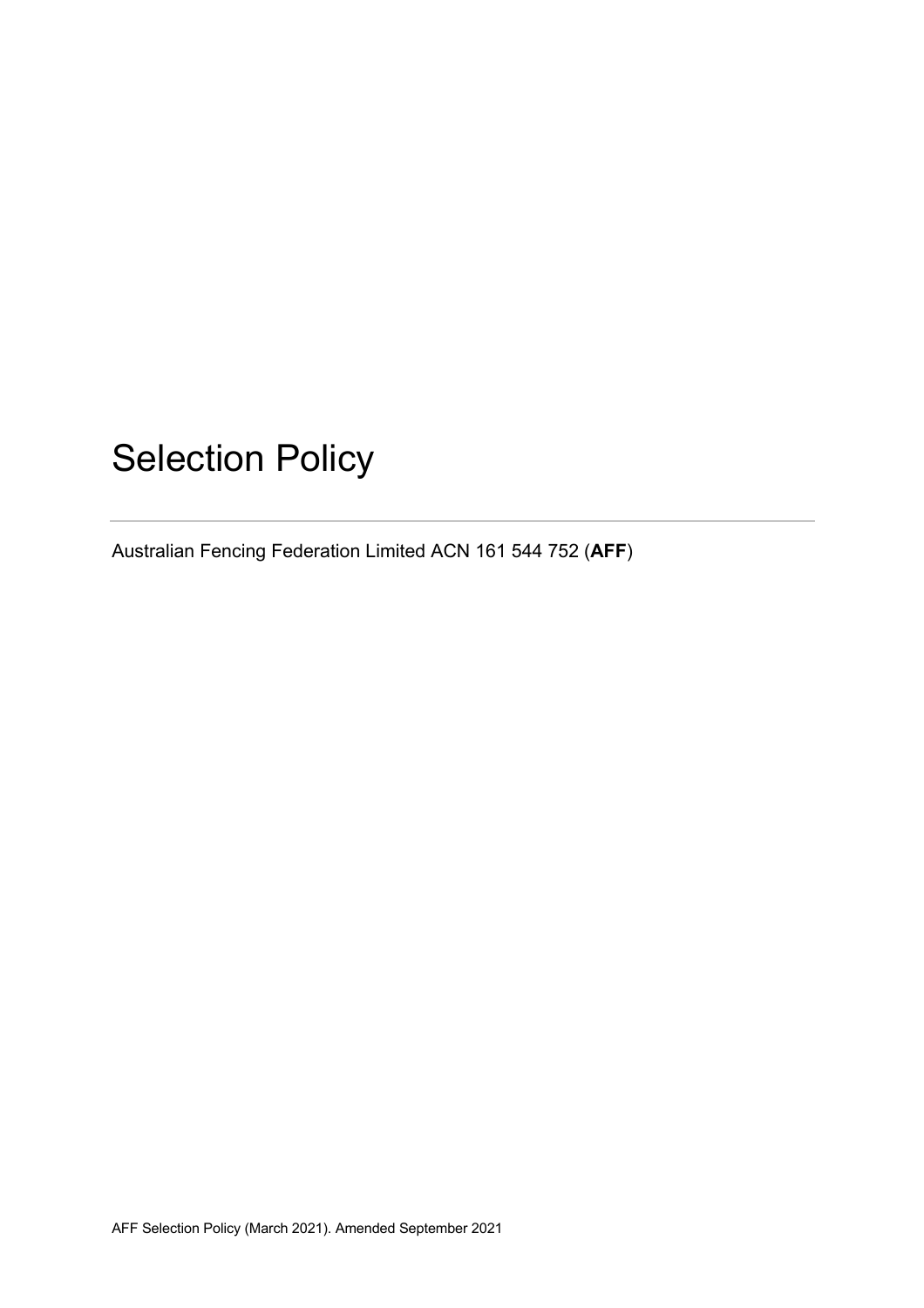# Selection Policy

---

Australian Fencing Federation Limited ACN 161 544 752 (**AFF**)

AFF Selection Policy (March 2021). Amended September 2021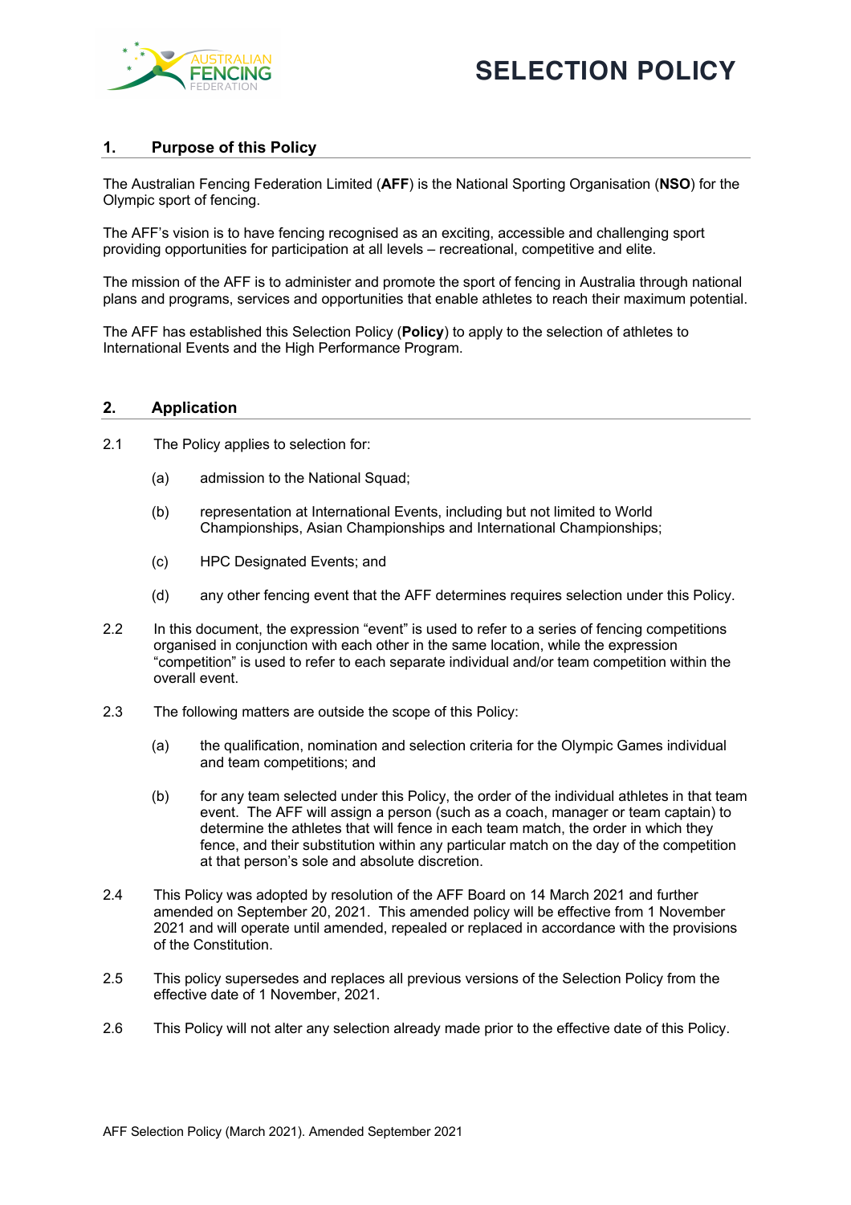# SELECTION POLICY

## 1. Purpose of this Policy

The Australian Fencing Federation Limited (**AFF**) is the National Sporting Organisation (**NSO**) for the Olympic sport of fencing.

The AFF's vision is to have fencing recognised as an exciting, accessible and challenging sport providing opportunities for participation at all levels – recreational, competitive and elite.

The mission of the AFF is to administer and promote the sport of fencing in Australia through national plans and programs, services and opportunities that enable athletes to reach their maximum potential.

The AFF has established this Selection Policy (**Policy**) to apply to the selection of athletes to International Events and the High Performance Program.

## 2. Application

2.1 The Policy applies to selection for:

- (a) admission to the National Squad;
- (b) representation at International Events, including but not limited to World Championships, Asian Championships and International Championships;
- (c) HPC Designated Events; and
- (d) any other fencing event that the AFF determines requires selection under this Policy.

2.2 In this document, the expression "event" is used to refer to a series of fencing competitions organised in conjunction with each other in the same location, while the expression "competition" is used to refer to each separate individual and/or team competition within the overall event.

2.3 The following matters are outside the scope of this Policy:

- (a) the qualification, nomination and selection criteria for the Olympic Games individual and team competitions; and
- (b) for any team selected under this Policy, the order of the individual athletes in that team event. The AFF will assign a person (such as a coach, manager or team captain) to determine the athletes that will fence in each team match, the order in which they fence, and their substitution within any particular match on the day of the competition at that person's sole and absolute discretion.

2.4 This Policy was adopted by resolution of the AFF Board on 14 March 2021 and further amended on September 20, 2021. This amended policy will be effective from 1 November 2021 and will operate until amended, repealed or replaced in accordance with the provisions of the Constitution.

2.5 This policy supersedes and replaces all previous versions of the Selection Policy from the effective date of 1 November, 2021.

2.6 This Policy will not alter any selection already made prior to the effective date of this Policy.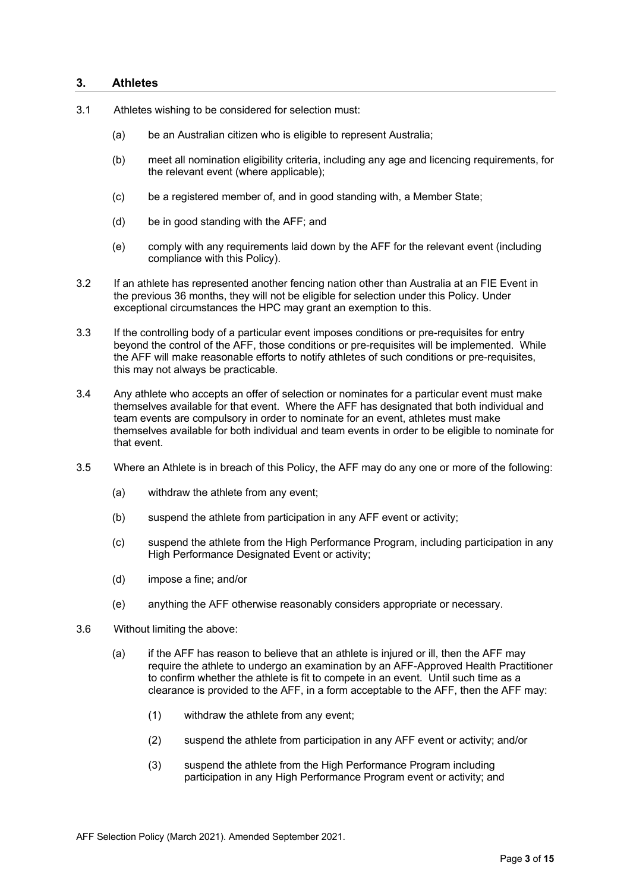## 3. Athletes

3.1 Athletes wishing to be considered for selection must:

(a) be an Australian citizen who is eligible to represent Australia;

(b) meet all nomination eligibility criteria, including any age and licencing requirements, for the relevant event (where applicable);

(c) be a registered member of, and in good standing with, a Member State;

(d) be in good standing with the AFF; and

(e) comply with any requirements laid down by the AFF for the relevant event (including compliance with this Policy).

3.2 If an athlete has represented another fencing nation other than Australia at an FIE Event in the previous 36 months, they will not be eligible for selection under this Policy. Under exceptional circumstances the HPC may grant an exemption to this.

3.3 If the controlling body of a particular event imposes conditions or pre-requisites for entry beyond the control of the AFF, those conditions or pre-requisites will be implemented. While the AFF will make reasonable efforts to notify athletes of such conditions or pre-requisites, this may not always be practicable.

3.4 Any athlete who accepts an offer of selection or nominates for a particular event must make themselves available for that event. Where the AFF has designated that both individual and team events are compulsory in order to nominate for an event, athletes must make themselves available for both individual and team events in order to be eligible to nominate for that event.

3.5 Where an Athlete is in breach of this Policy, the AFF may do any one or more of the following:

(a) withdraw the athlete from any event;

(b) suspend the athlete from participation in any AFF event or activity;

(c) suspend the athlete from the High Performance Program, including participation in any High Performance Designated Event or activity;

(d) impose a fine; and/or

(e) anything the AFF otherwise reasonably considers appropriate or necessary.

3.6 Without limiting the above:

(a) if the AFF has reason to believe that an athlete is injured or ill, then the AFF may require the athlete to undergo an examination by an AFF-Approved Health Practitioner to confirm whether the athlete is fit to compete in an event. Until such time as a clearance is provided to the AFF, in a form acceptable to the AFF, then the AFF may:

(1) withdraw the athlete from any event;

(2) suspend the athlete from participation in any AFF event or activity; and/or

(3) suspend the athlete from the High Performance Program including participation in any High Performance Program event or activity; and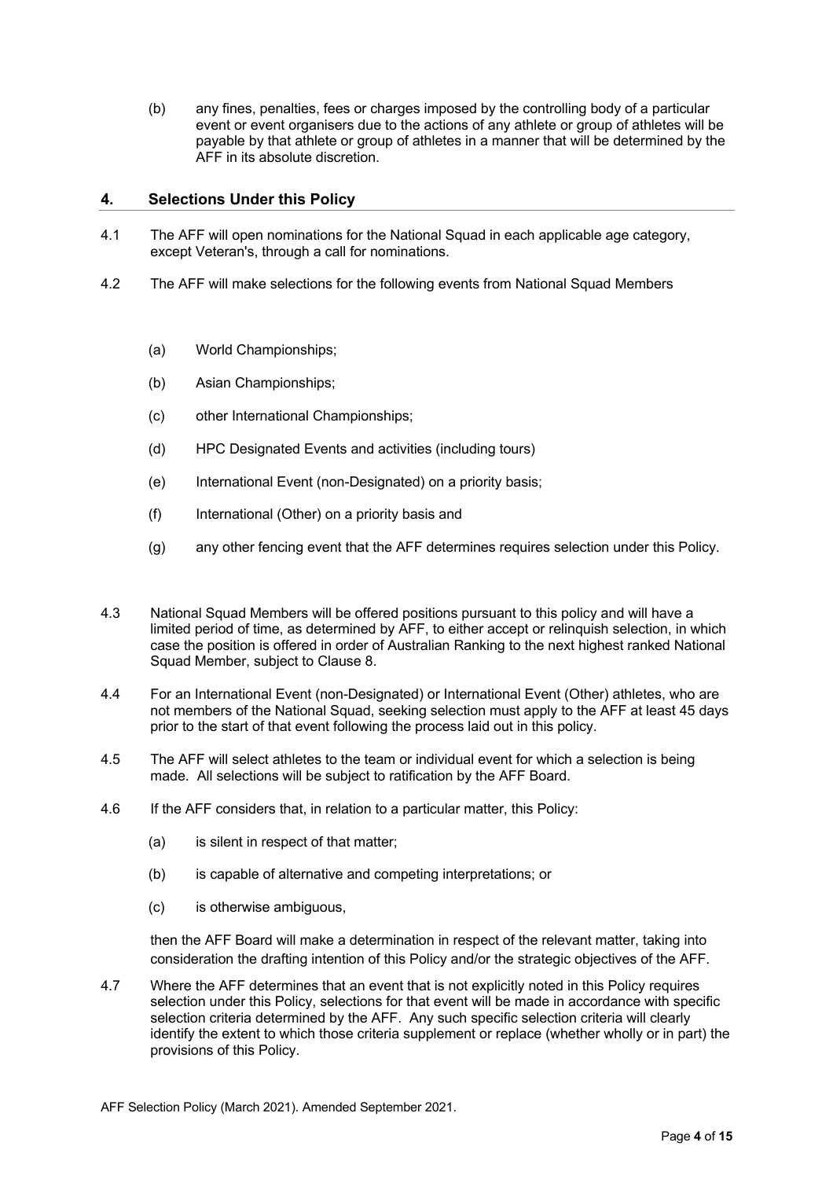(b) any fines, penalties, fees or charges imposed by the controlling body of a particular event or event organisers due to the actions of any athlete or group of athletes will be payable by that athlete or group of athletes in a manner that will be determined by the AFF in its absolute discretion.

## 4. Selections Under this Policy

4.1 The AFF will open nominations for the National Squad in each applicable age category, except Veteran's, through a call for nominations.

4.2 The AFF will make selections for the following events from National Squad Members

- (a) World Championships;
- (b) Asian Championships;
- (c) other International Championships;
- (d) HPC Designated Events and activities (including tours)
- (e) International Event (non-Designated) on a priority basis;
- (f) International (Other) on a priority basis and
- (g) any other fencing event that the AFF determines requires selection under this Policy.

4.3 National Squad Members will be offered positions pursuant to this policy and will have a limited period of time, as determined by AFF, to either accept or relinquish selection, in which case the position is offered in order of Australian Ranking to the next highest ranked National Squad Member, subject to Clause 8.

4.4 For an International Event (non-Designated) or International Event (Other) athletes, who are not members of the National Squad, seeking selection must apply to the AFF at least 45 days prior to the start of that event following the process laid out in this policy.

4.5 The AFF will select athletes to the team or individual event for which a selection is being made. All selections will be subject to ratification by the AFF Board.

4.6 If the AFF considers that, in relation to a particular matter, this Policy:

- (a) is silent in respect of that matter;
- (b) is capable of alternative and competing interpretations; or
- (c) is otherwise ambiguous,

then the AFF Board will make a determination in respect of the relevant matter, taking into consideration the drafting intention of this Policy and/or the strategic objectives of the AFF.

4.7 Where the AFF determines that an event that is not explicitly noted in this Policy requires selection under this Policy, selections for that event will be made in accordance with specific selection criteria determined by the AFF. Any such specific selection criteria will clearly identify the extent to which those criteria supplement or replace (whether wholly or in part) the provisions of this Policy.

AFF Selection Policy (March 2021). Amended September 2021.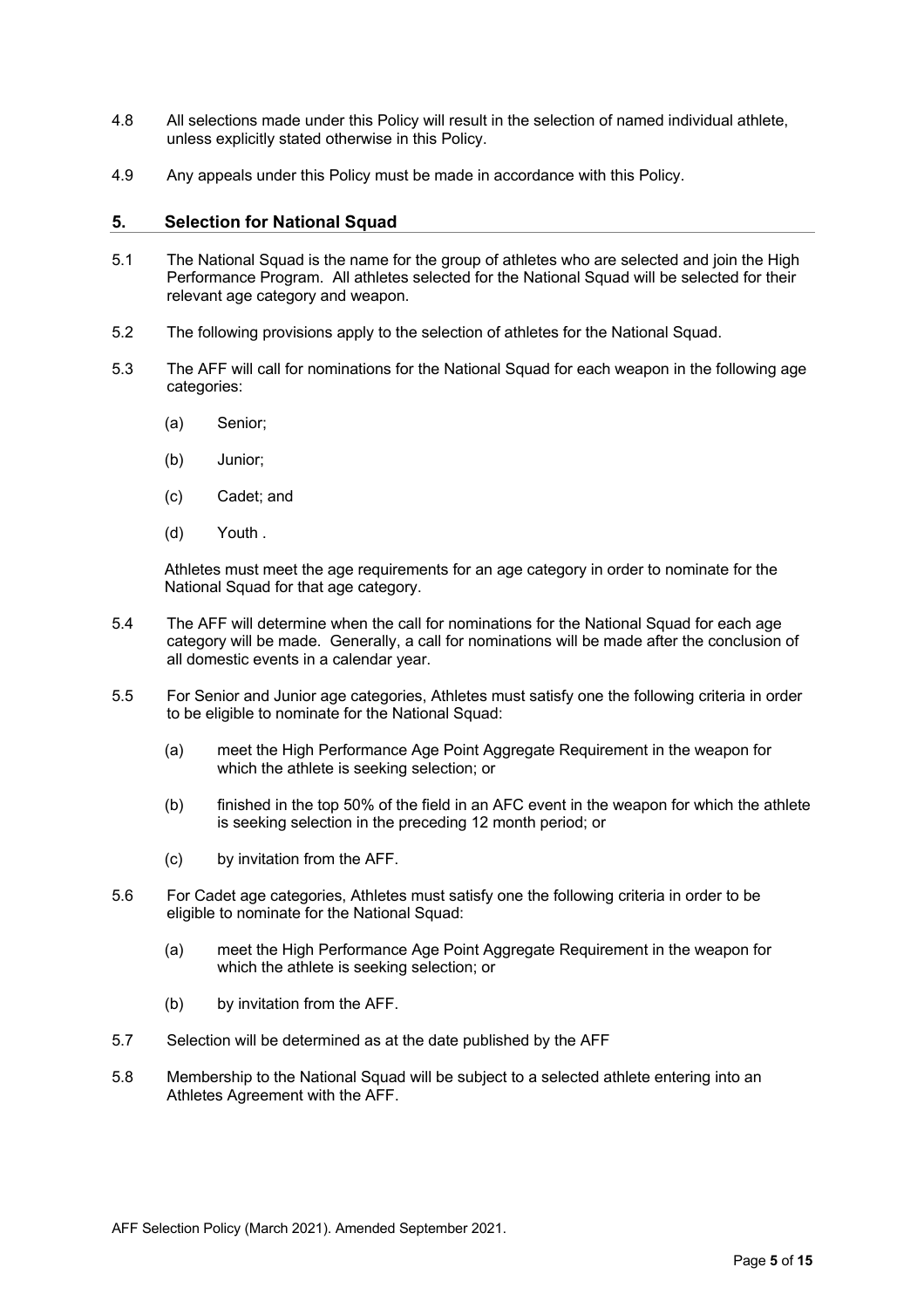4.8 All selections made under this Policy will result in the selection of named individual athlete, unless explicitly stated otherwise in this Policy.

4.9 Any appeals under this Policy must be made in accordance with this Policy.

## 5. Selection for National Squad

5.1 The National Squad is the name for the group of athletes who are selected and join the High Performance Program. All athletes selected for the National Squad will be selected for their relevant age category and weapon.

5.2 The following provisions apply to the selection of athletes for the National Squad.

5.3 The AFF will call for nominations for the National Squad for each weapon in the following age categories:

(a) Senior;

(b) Junior;

(c) Cadet; and

(d) Youth .

Athletes must meet the age requirements for an age category in order to nominate for the National Squad for that age category.

5.4 The AFF will determine when the call for nominations for the National Squad for each age category will be made. Generally, a call for nominations will be made after the conclusion of all domestic events in a calendar year.

5.5 For Senior and Junior age categories, Athletes must satisfy one the following criteria in order to be eligible to nominate for the National Squad:

(a) meet the High Performance Age Point Aggregate Requirement in the weapon for which the athlete is seeking selection; or

(b) finished in the top 50% of the field in an AFC event in the weapon for which the athlete is seeking selection in the preceding 12 month period; or

(c) by invitation from the AFF.

5.6 For Cadet age categories, Athletes must satisfy one the following criteria in order to be eligible to nominate for the National Squad:

(a) meet the High Performance Age Point Aggregate Requirement in the weapon for which the athlete is seeking selection; or

(b) by invitation from the AFF.

5.7 Selection will be determined as at the date published by the AFF

5.8 Membership to the National Squad will be subject to a selected athlete entering into an Athletes Agreement with the AFF.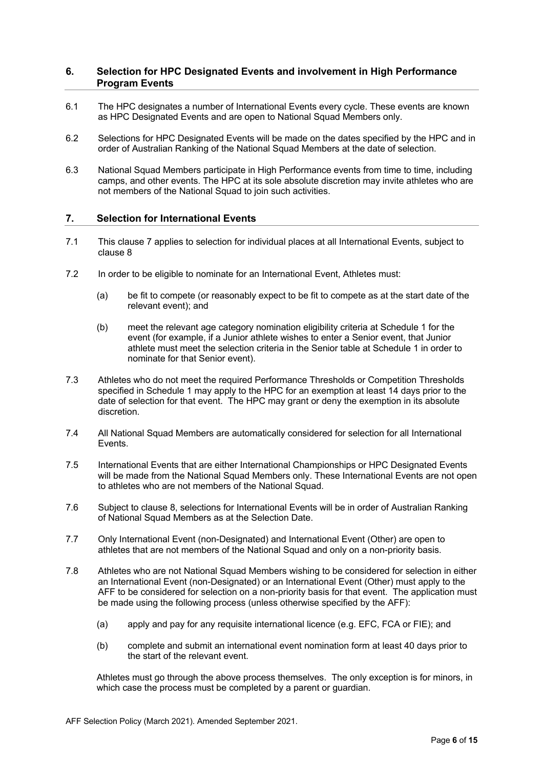## 6. Selection for HPC Designated Events and involvement in High Performance Program Events

6.1 The HPC designates a number of International Events every cycle. These events are known as HPC Designated Events and are open to National Squad Members only.

6.2 Selections for HPC Designated Events will be made on the dates specified by the HPC and in order of Australian Ranking of the National Squad Members at the date of selection.

6.3 National Squad Members participate in High Performance events from time to time, including camps, and other events. The HPC at its sole absolute discretion may invite athletes who are not members of the National Squad to join such activities.

## 7. Selection for International Events

7.1 This clause 7 applies to selection for individual places at all International Events, subject to clause 8

7.2 In order to be eligible to nominate for an International Event, Athletes must:

(a) be fit to compete (or reasonably expect to be fit to compete as at the start date of the relevant event); and

(b) meet the relevant age category nomination eligibility criteria at Schedule 1 for the event (for example, if a Junior athlete wishes to enter a Senior event, that Junior athlete must meet the selection criteria in the Senior table at Schedule 1 in order to nominate for that Senior event).

7.3 Athletes who do not meet the required Performance Thresholds or Competition Thresholds specified in Schedule 1 may apply to the HPC for an exemption at least 14 days prior to the date of selection for that event. The HPC may grant or deny the exemption in its absolute discretion.

7.4 All National Squad Members are automatically considered for selection for all International Events.

7.5 International Events that are either International Championships or HPC Designated Events will be made from the National Squad Members only. These International Events are not open to athletes who are not members of the National Squad.

7.6 Subject to clause 8, selections for International Events will be in order of Australian Ranking of National Squad Members as at the Selection Date.

7.7 Only International Event (non-Designated) and International Event (Other) are open to athletes that are not members of the National Squad and only on a non-priority basis.

7.8 Athletes who are not National Squad Members wishing to be considered for selection in either an International Event (non-Designated) or an International Event (Other) must apply to the AFF to be considered for selection on a non-priority basis for that event. The application must be made using the following process (unless otherwise specified by the AFF):

(a) apply and pay for any requisite international licence (e.g. EFC, FCA or FIE); and

(b) complete and submit an international event nomination form at least 40 days prior to the start of the relevant event.

Athletes must go through the above process themselves. The only exception is for minors, in which case the process must be completed by a parent or guardian.

AFF Selection Policy (March 2021). Amended September 2021.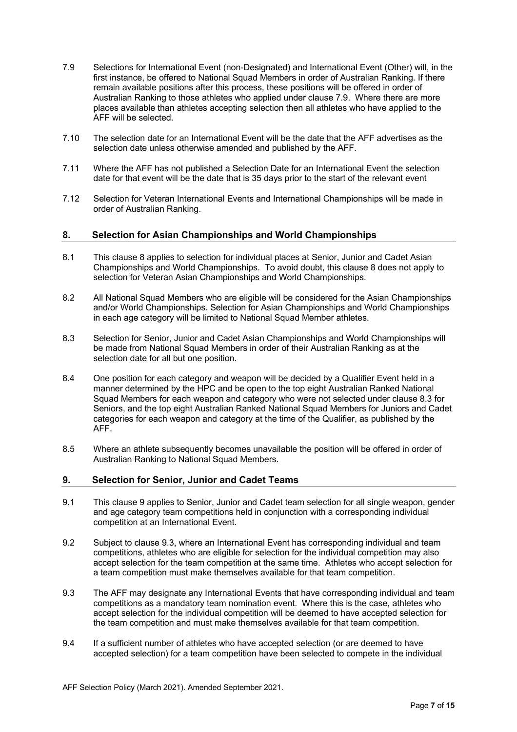7.9 Selections for International Event (non-Designated) and International Event (Other) will, in the first instance, be offered to National Squad Members in order of Australian Ranking. If there remain available positions after this process, these positions will be offered in order of Australian Ranking to those athletes who applied under clause 7.9. Where there are more places available than athletes accepting selection then all athletes who have applied to the AFF will be selected.

7.10 The selection date for an International Event will be the date that the AFF advertises as the selection date unless otherwise amended and published by the AFF.

7.11 Where the AFF has not published a Selection Date for an International Event the selection date for that event will be the date that is 35 days prior to the start of the relevant event

7.12 Selection for Veteran International Events and International Championships will be made in order of Australian Ranking.

## 8. Selection for Asian Championships and World Championships

8.1 This clause 8 applies to selection for individual places at Senior, Junior and Cadet Asian Championships and World Championships. To avoid doubt, this clause 8 does not apply to selection for Veteran Asian Championships and World Championships.

8.2 All National Squad Members who are eligible will be considered for the Asian Championships and/or World Championships. Selection for Asian Championships and World Championships in each age category will be limited to National Squad Member athletes.

8.3 Selection for Senior, Junior and Cadet Asian Championships and World Championships will be made from National Squad Members in order of their Australian Ranking as at the selection date for all but one position.

8.4 One position for each category and weapon will be decided by a Qualifier Event held in a manner determined by the HPC and be open to the top eight Australian Ranked National Squad Members for each weapon and category who were not selected under clause 8.3 for Seniors, and the top eight Australian Ranked National Squad Members for Juniors and Cadet categories for each weapon and category at the time of the Qualifier, as published by the AFF.

8.5 Where an athlete subsequently becomes unavailable the position will be offered in order of Australian Ranking to National Squad Members.

## 9. Selection for Senior, Junior and Cadet Teams

9.1 This clause 9 applies to Senior, Junior and Cadet team selection for all single weapon, gender and age category team competitions held in conjunction with a corresponding individual competition at an International Event.

9.2 Subject to clause 9.3, where an International Event has corresponding individual and team competitions, athletes who are eligible for selection for the individual competition may also accept selection for the team competition at the same time. Athletes who accept selection for a team competition must make themselves available for that team competition.

9.3 The AFF may designate any International Events that have corresponding individual and team competitions as a mandatory team nomination event. Where this is the case, athletes who accept selection for the individual competition will be deemed to have accepted selection for the team competition and must make themselves available for that team competition.

9.4 If a sufficient number of athletes who have accepted selection (or are deemed to have accepted selection) for a team competition have been selected to compete in the individual

AFF Selection Policy (March 2021). Amended September 2021.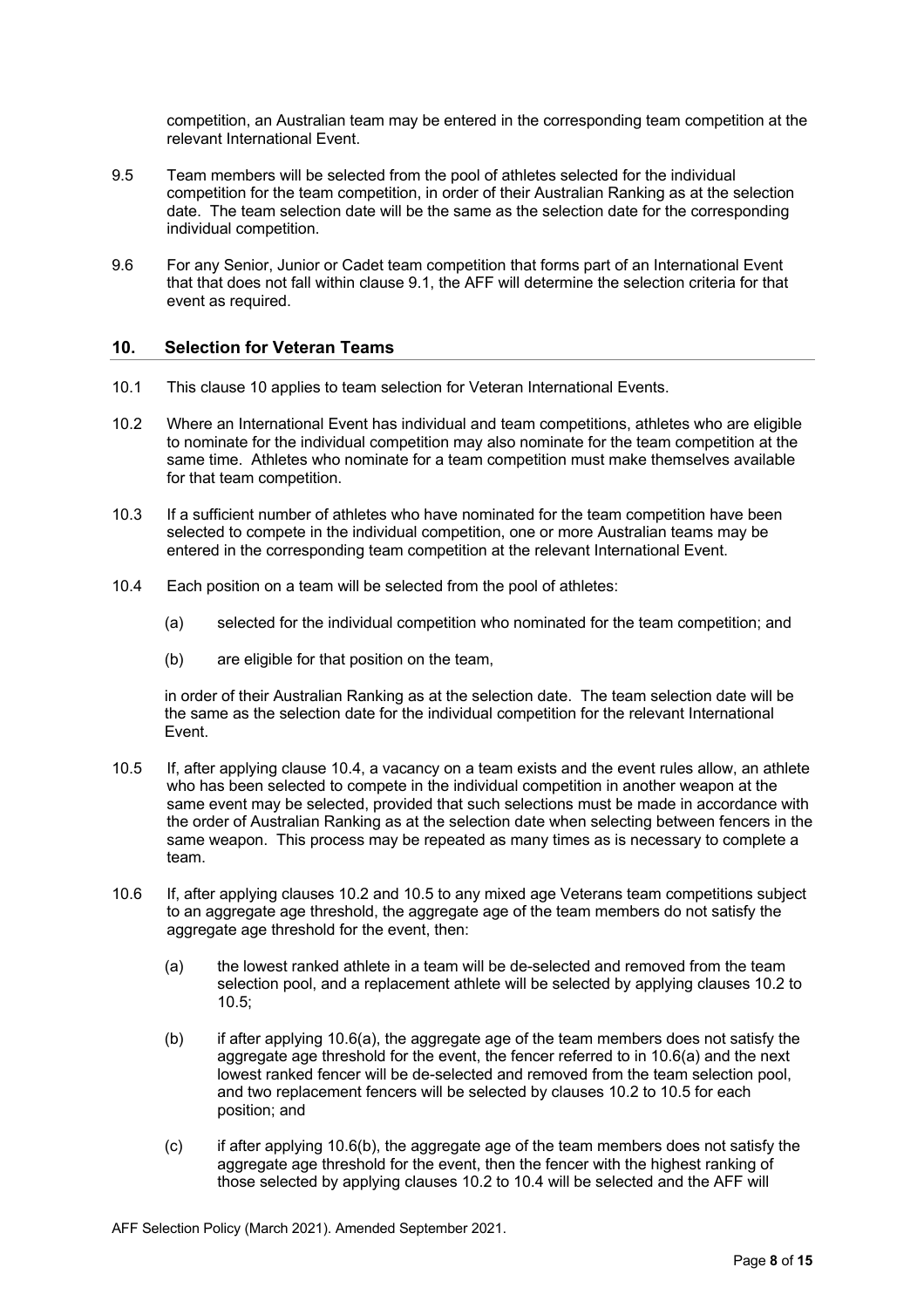competition, an Australian team may be entered in the corresponding team competition at the relevant International Event.

9.5 Team members will be selected from the pool of athletes selected for the individual competition for the team competition, in order of their Australian Ranking as at the selection date. The team selection date will be the same as the selection date for the corresponding individual competition.

9.6 For any Senior, Junior or Cadet team competition that forms part of an International Event that that does not fall within clause 9.1, the AFF will determine the selection criteria for that event as required.

## 10. Selection for Veteran Teams

10.1 This clause 10 applies to team selection for Veteran International Events.

10.2 Where an International Event has individual and team competitions, athletes who are eligible to nominate for the individual competition may also nominate for the team competition at the same time. Athletes who nominate for a team competition must make themselves available for that team competition.

10.3 If a sufficient number of athletes who have nominated for the team competition have been selected to compete in the individual competition, one or more Australian teams may be entered in the corresponding team competition at the relevant International Event.

10.4 Each position on a team will be selected from the pool of athletes:

(a) selected for the individual competition who nominated for the team competition; and

(b) are eligible for that position on the team,

in order of their Australian Ranking as at the selection date. The team selection date will be the same as the selection date for the individual competition for the relevant International Event.

10.5 If, after applying clause 10.4, a vacancy on a team exists and the event rules allow, an athlete who has been selected to compete in the individual competition in another weapon at the same event may be selected, provided that such selections must be made in accordance with the order of Australian Ranking as at the selection date when selecting between fencers in the same weapon. This process may be repeated as many times as is necessary to complete a team.

10.6 If, after applying clauses 10.2 and 10.5 to any mixed age Veterans team competitions subject to an aggregate age threshold, the aggregate age of the team members do not satisfy the aggregate age threshold for the event, then:

(a) the lowest ranked athlete in a team will be de-selected and removed from the team selection pool, and a replacement athlete will be selected by applying clauses 10.2 to 10.5;

(b) if after applying 10.6(a), the aggregate age of the team members does not satisfy the aggregate age threshold for the event, the fencer referred to in 10.6(a) and the next lowest ranked fencer will be de-selected and removed from the team selection pool, and two replacement fencers will be selected by clauses 10.2 to 10.5 for each position; and

(c) if after applying 10.6(b), the aggregate age of the team members does not satisfy the aggregate age threshold for the event, then the fencer with the highest ranking of those selected by applying clauses 10.2 to 10.4 will be selected and the AFF will

AFF Selection Policy (March 2021). Amended September 2021.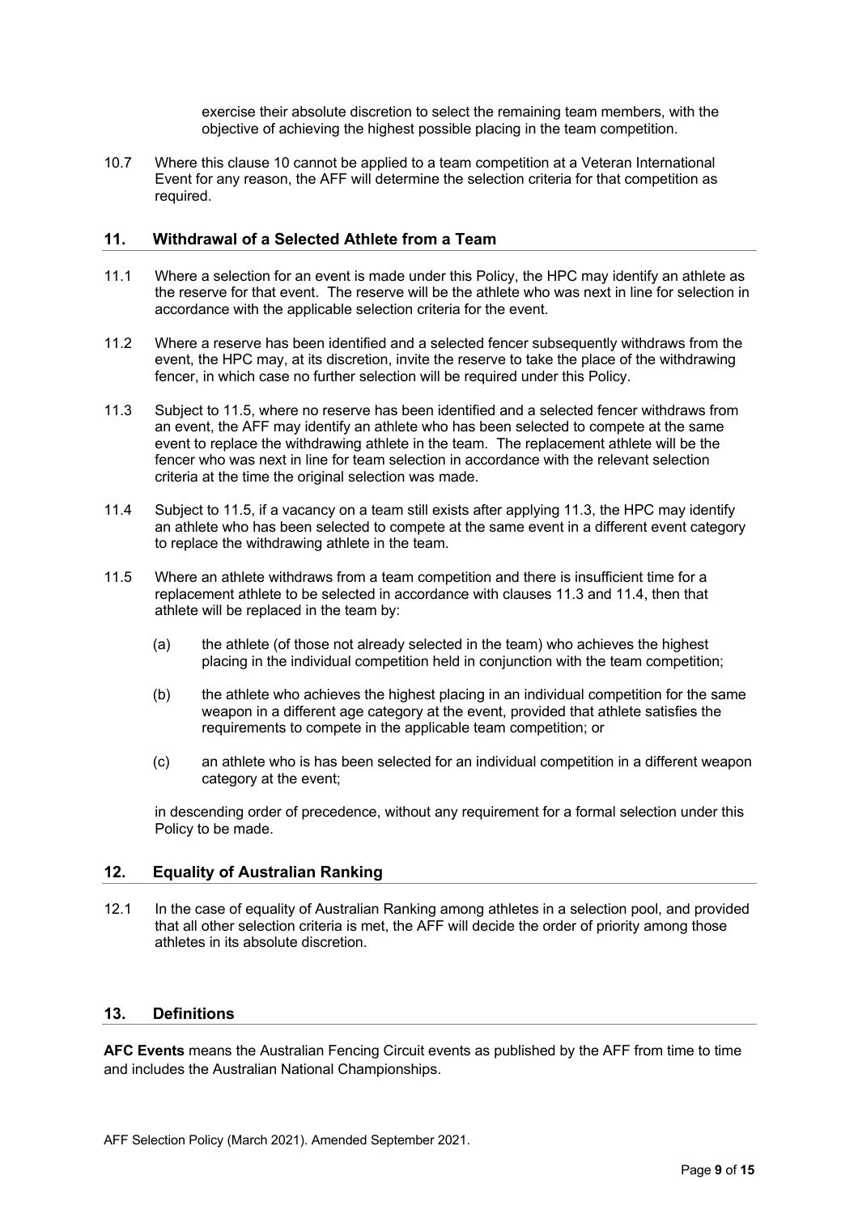exercise their absolute discretion to select the remaining team members, with the objective of achieving the highest possible placing in the team competition.

10.7 Where this clause 10 cannot be applied to a team competition at a Veteran International Event for any reason, the AFF will determine the selection criteria for that competition as required.

## 11. Withdrawal of a Selected Athlete from a Team

11.1 Where a selection for an event is made under this Policy, the HPC may identify an athlete as the reserve for that event. The reserve will be the athlete who was next in line for selection in accordance with the applicable selection criteria for the event.

11.2 Where a reserve has been identified and a selected fencer subsequently withdraws from the event, the HPC may, at its discretion, invite the reserve to take the place of the withdrawing fencer, in which case no further selection will be required under this Policy.

11.3 Subject to 11.5, where no reserve has been identified and a selected fencer withdraws from an event, the AFF may identify an athlete who has been selected to compete at the same event to replace the withdrawing athlete in the team. The replacement athlete will be the fencer who was next in line for team selection in accordance with the relevant selection criteria at the time the original selection was made.

11.4 Subject to 11.5, if a vacancy on a team still exists after applying 11.3, the HPC may identify an athlete who has been selected to compete at the same event in a different event category to replace the withdrawing athlete in the team.

11.5 Where an athlete withdraws from a team competition and there is insufficient time for a replacement athlete to be selected in accordance with clauses 11.3 and 11.4, then that athlete will be replaced in the team by:

(a) the athlete (of those not already selected in the team) who achieves the highest placing in the individual competition held in conjunction with the team competition;

(b) the athlete who achieves the highest placing in an individual competition for the same weapon in a different age category at the event, provided that athlete satisfies the requirements to compete in the applicable team competition; or

(c) an athlete who is has been selected for an individual competition in a different weapon category at the event;

in descending order of precedence, without any requirement for a formal selection under this Policy to be made.

## 12. Equality of Australian Ranking

12.1 In the case of equality of Australian Ranking among athletes in a selection pool, and provided that all other selection criteria is met, the AFF will decide the order of priority among those athletes in its absolute discretion.

## 13. Definitions

**AFC Events** means the Australian Fencing Circuit events as published by the AFF from time to time and includes the Australian National Championships.

AFF Selection Policy (March 2021). Amended September 2021.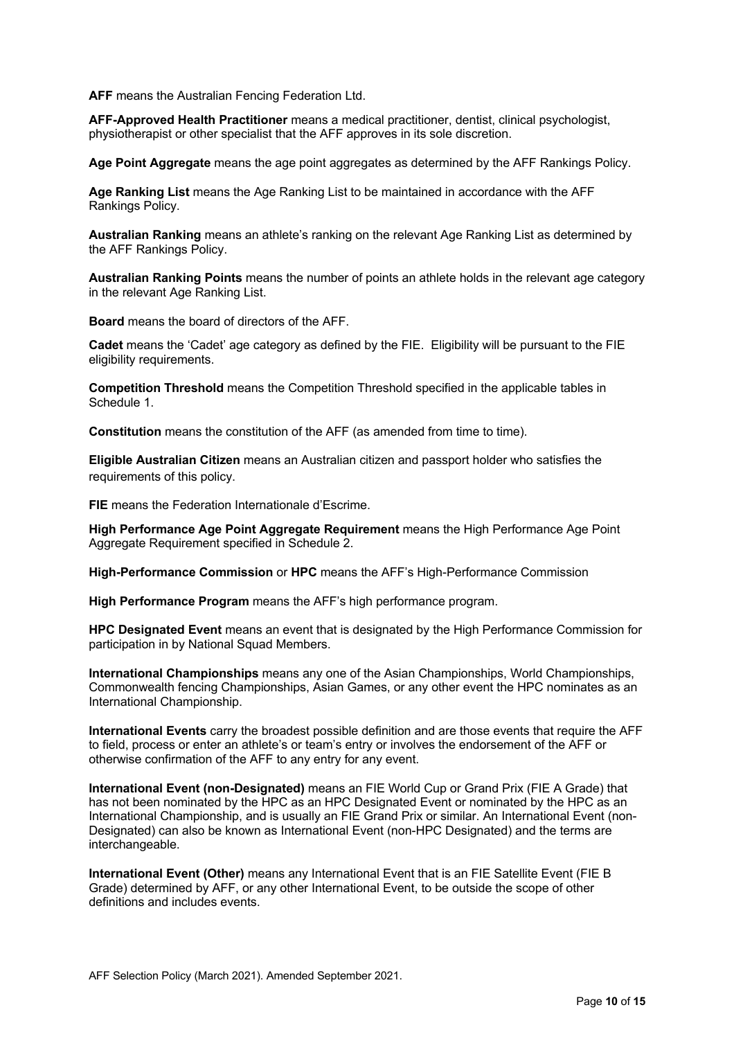**AFF** means the Australian Fencing Federation Ltd.

**AFF-Approved Health Practitioner** means a medical practitioner, dentist, clinical psychologist, physiotherapist or other specialist that the AFF approves in its sole discretion.

**Age Point Aggregate** means the age point aggregates as determined by the AFF Rankings Policy.

**Age Ranking List** means the Age Ranking List to be maintained in accordance with the AFF Rankings Policy.

**Australian Ranking** means an athlete's ranking on the relevant Age Ranking List as determined by the AFF Rankings Policy.

**Australian Ranking Points** means the number of points an athlete holds in the relevant age category in the relevant Age Ranking List.

**Board** means the board of directors of the AFF.

**Cadet** means the 'Cadet' age category as defined by the FIE. Eligibility will be pursuant to the FIE eligibility requirements.

**Competition Threshold** means the Competition Threshold specified in the applicable tables in Schedule 1.

**Constitution** means the constitution of the AFF (as amended from time to time).

**Eligible Australian Citizen** means an Australian citizen and passport holder who satisfies the requirements of this policy.

**FIE** means the Federation Internationale d'Escrime.

**High Performance Age Point Aggregate Requirement** means the High Performance Age Point Aggregate Requirement specified in Schedule 2.

**High-Performance Commission** or **HPC** means the AFF's High-Performance Commission

**High Performance Program** means the AFF's high performance program.

**HPC Designated Event** means an event that is designated by the High Performance Commission for participation in by National Squad Members.

**International Championships** means any one of the Asian Championships, World Championships, Commonwealth fencing Championships, Asian Games, or any other event the HPC nominates as an International Championship.

**International Events** carry the broadest possible definition and are those events that require the AFF to field, process or enter an athlete's or team's entry or involves the endorsement of the AFF or otherwise confirmation of the AFF to any entry for any event.

**International Event (non-Designated)** means an FIE World Cup or Grand Prix (FIE A Grade) that has not been nominated by the HPC as an HPC Designated Event or nominated by the HPC as an International Championship, and is usually an FIE Grand Prix or similar. An International Event (non-Designated) can also be known as International Event (non-HPC Designated) and the terms are interchangeable.

**International Event (Other)** means any International Event that is an FIE Satellite Event (FIE B Grade) determined by AFF, or any other International Event, to be outside the scope of other definitions and includes events.

AFF Selection Policy (March 2021). Amended September 2021.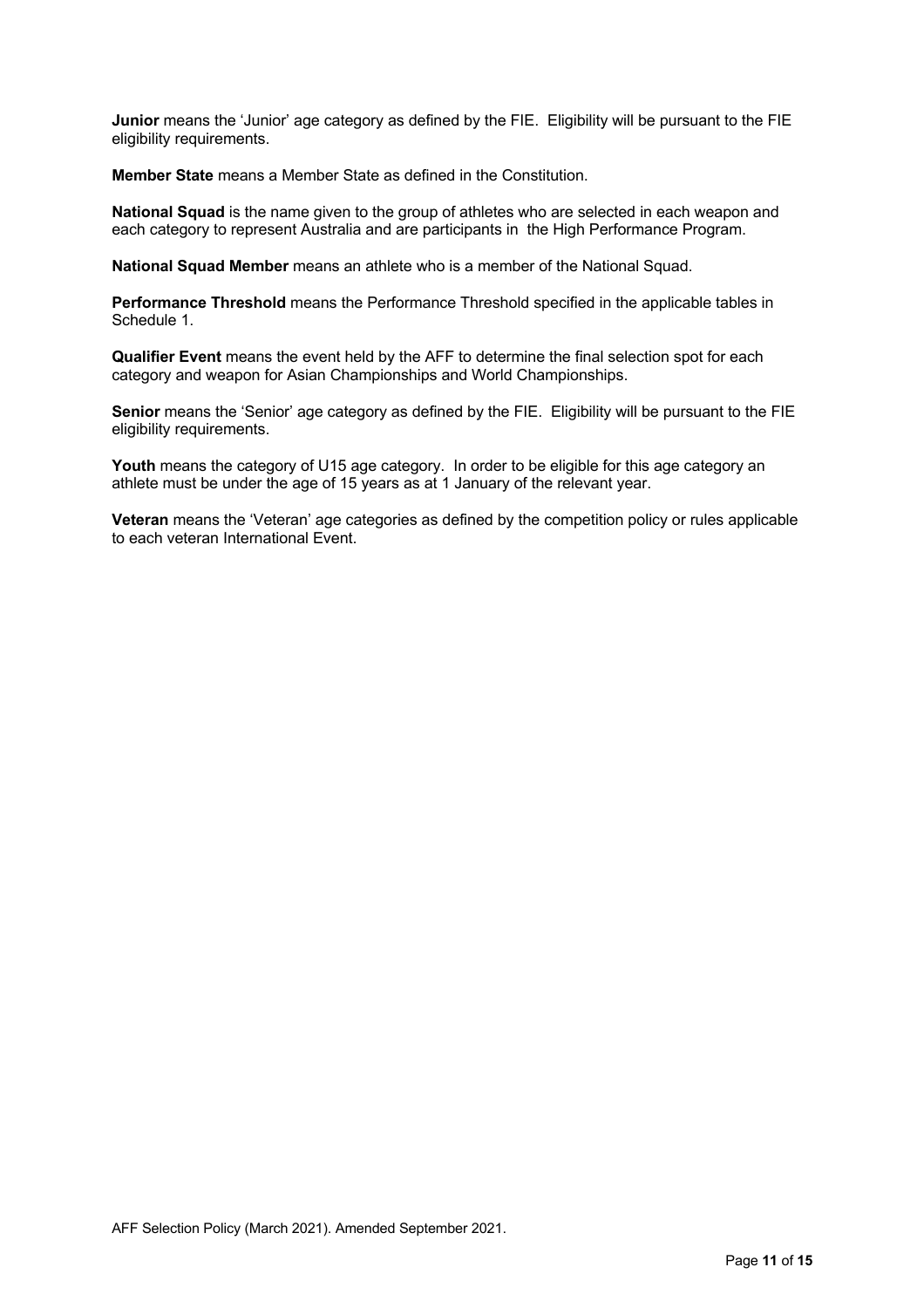**Junior** means the 'Junior' age category as defined by the FIE. Eligibility will be pursuant to the FIE eligibility requirements.

**Member State** means a Member State as defined in the Constitution.

**National Squad** is the name given to the group of athletes who are selected in each weapon and each category to represent Australia and are participants in the High Performance Program.

**National Squad Member** means an athlete who is a member of the National Squad.

**Performance Threshold** means the Performance Threshold specified in the applicable tables in Schedule 1.

**Qualifier Event** means the event held by the AFF to determine the final selection spot for each category and weapon for Asian Championships and World Championships.

**Senior** means the 'Senior' age category as defined by the FIE. Eligibility will be pursuant to the FIE eligibility requirements.

**Youth** means the category of U15 age category. In order to be eligible for this age category an athlete must be under the age of 15 years as at 1 January of the relevant year.

**Veteran** means the 'Veteran' age categories as defined by the competition policy or rules applicable to each veteran International Event.

AFF Selection Policy (March 2021). Amended September 2021.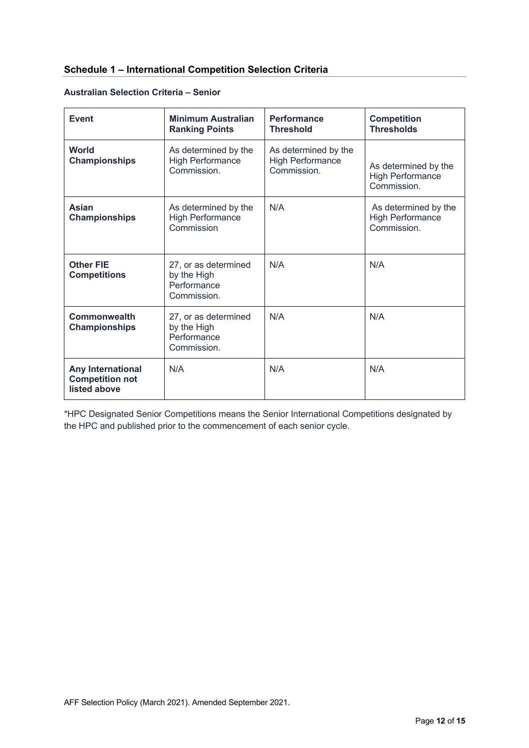## Schedule 1 – International Competition Selection Criteria

### Australian Selection Criteria – Senior

| Event | Minimum Australian Ranking Points | Performance Threshold | Competition Thresholds |
|---|---|---|---|
| **World Championships** | As determined by the High Performance Commission. | As determined by the High Performance Commission. | As determined by the High Performance Commission. |
| **Asian Championships** | As determined by the High Performance Commission | N/A | As determined by the High Performance Commission. |
| **Other FIE Competitions** | 27, or as determined by the High Performance Commission. | N/A | N/A |
| **Commonwealth Championships** | 27, or as determined by the High Performance Commission. | N/A | N/A |
| **Any International Competition not listed above** | N/A | N/A | N/A |

*HPC Designated Senior Competitions means the Senior International Competitions designated by the HPC and published prior to the commencement of each senior cycle.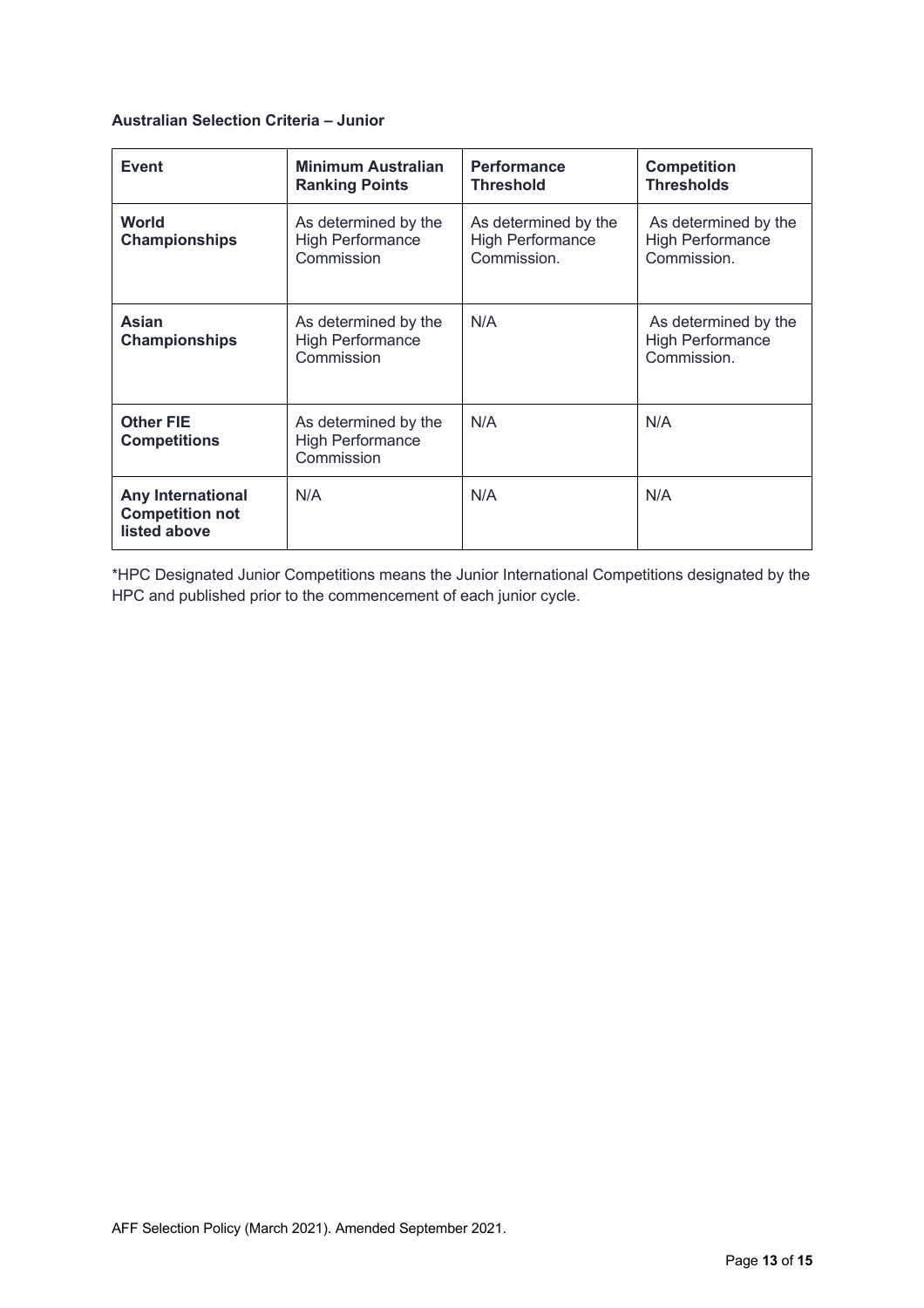**Australian Selection Criteria – Junior**

| Event | Minimum Australian Ranking Points | Performance Threshold | Competition Thresholds |
|---|---|---|---|
| **World Championships** | As determined by the High Performance Commission | As determined by the High Performance Commission. | As determined by the High Performance Commission. |
| **Asian Championships** | As determined by the High Performance Commission | N/A | As determined by the High Performance Commission. |
| **Other FIE Competitions** | As determined by the High Performance Commission | N/A | N/A |
| **Any International Competition not listed above** | N/A | N/A | N/A |

*HPC Designated Junior Competitions means the Junior International Competitions designated by the HPC and published prior to the commencement of each junior cycle.

AFF Selection Policy (March 2021). Amended September 2021.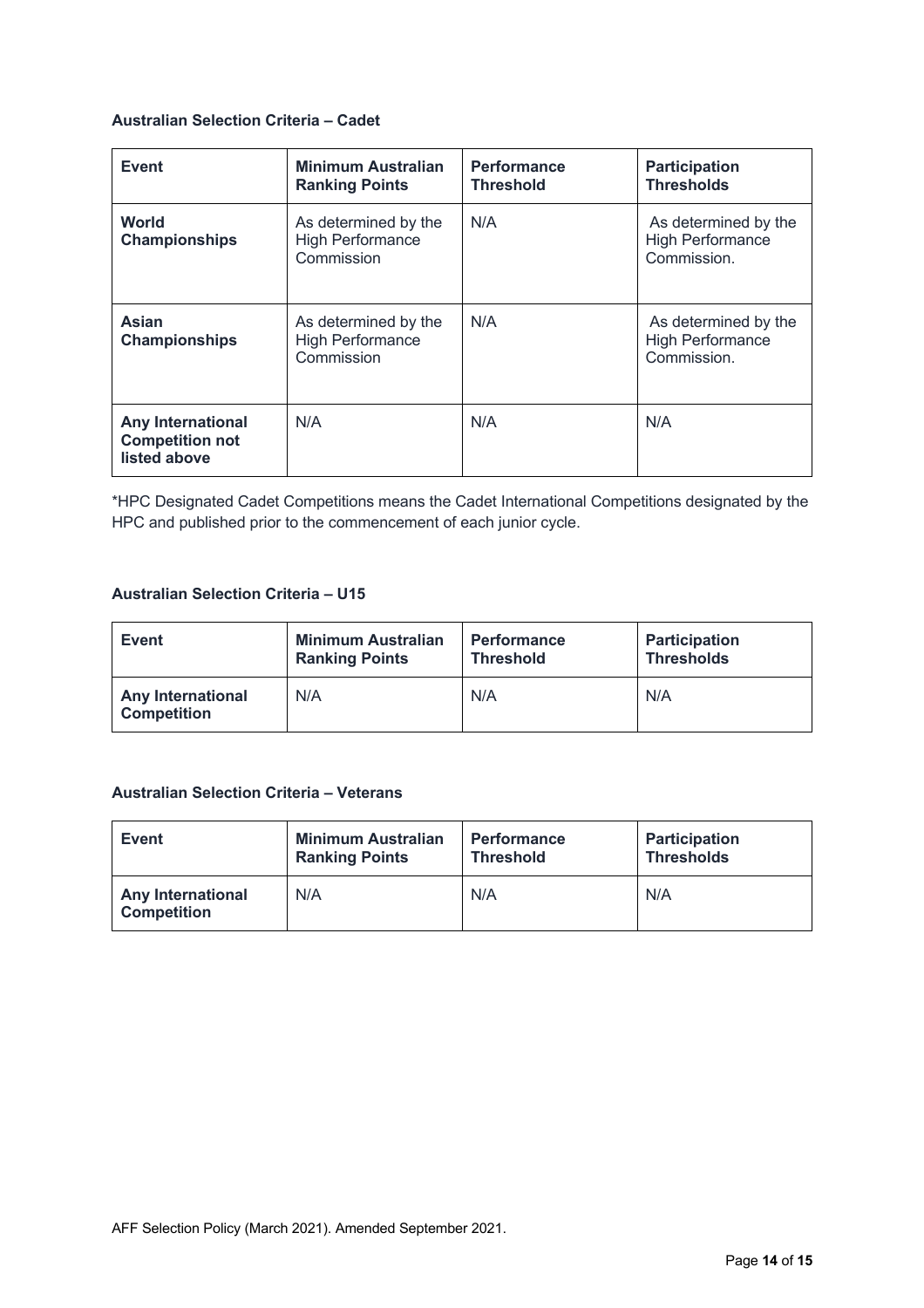**Australian Selection Criteria – Cadet**

| Event | Minimum Australian Ranking Points | Performance Threshold | Participation Thresholds |
| --- | --- | --- | --- |
| **World Championships** | As determined by the High Performance Commission | N/A | As determined by the High Performance Commission. |
| **Asian Championships** | As determined by the High Performance Commission | N/A | As determined by the High Performance Commission. |
| **Any International Competition not listed above** | N/A | N/A | N/A |

*HPC Designated Cadet Competitions means the Cadet International Competitions designated by the HPC and published prior to the commencement of each junior cycle.

**Australian Selection Criteria – U15**

| Event | Minimum Australian Ranking Points | Performance Threshold | Participation Thresholds |
| --- | --- | --- | --- |
| **Any International Competition** | N/A | N/A | N/A |

**Australian Selection Criteria – Veterans**

| Event | Minimum Australian Ranking Points | Performance Threshold | Participation Thresholds |
| --- | --- | --- | --- |
| **Any International Competition** | N/A | N/A | N/A |

AFF Selection Policy (March 2021). Amended September 2021.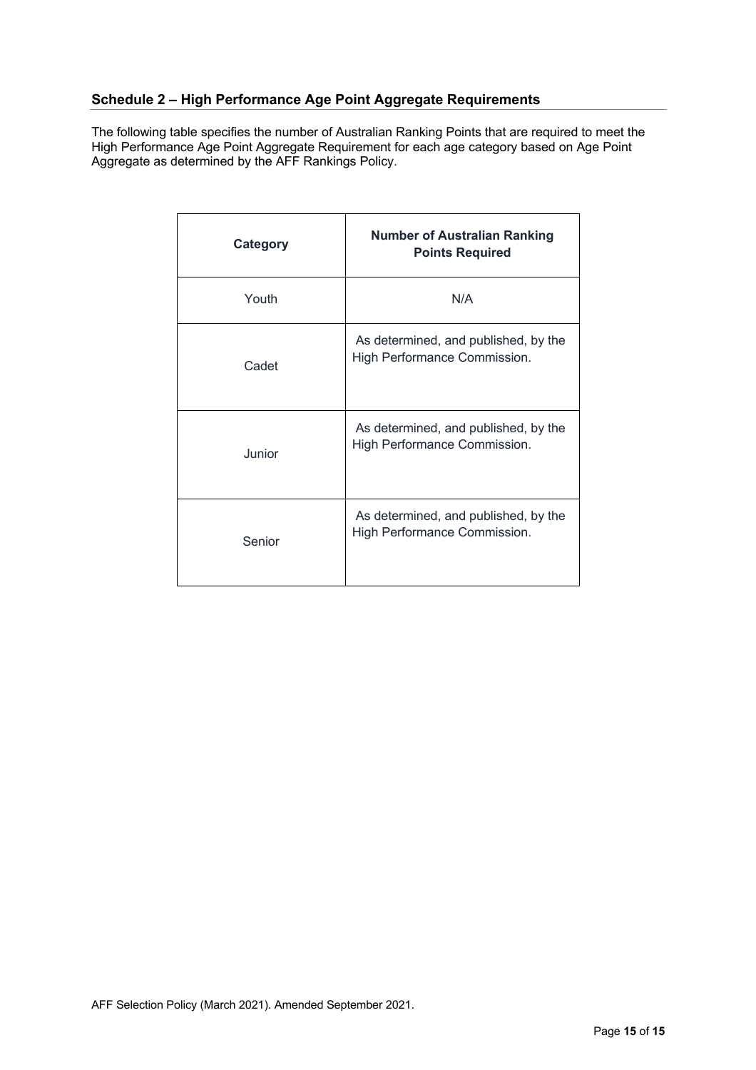## Schedule 2 – High Performance Age Point Aggregate Requirements

The following table specifies the number of Australian Ranking Points that are required to meet the High Performance Age Point Aggregate Requirement for each age category based on Age Point Aggregate as determined by the AFF Rankings Policy.

| Category | Number of Australian Ranking Points Required |
|---|---|
| Youth | N/A |
| Cadet | As determined, and published, by the High Performance Commission. |
| Junior | As determined, and published, by the High Performance Commission. |
| Senior | As determined, and published, by the High Performance Commission. |

AFF Selection Policy (March 2021). Amended September 2021.